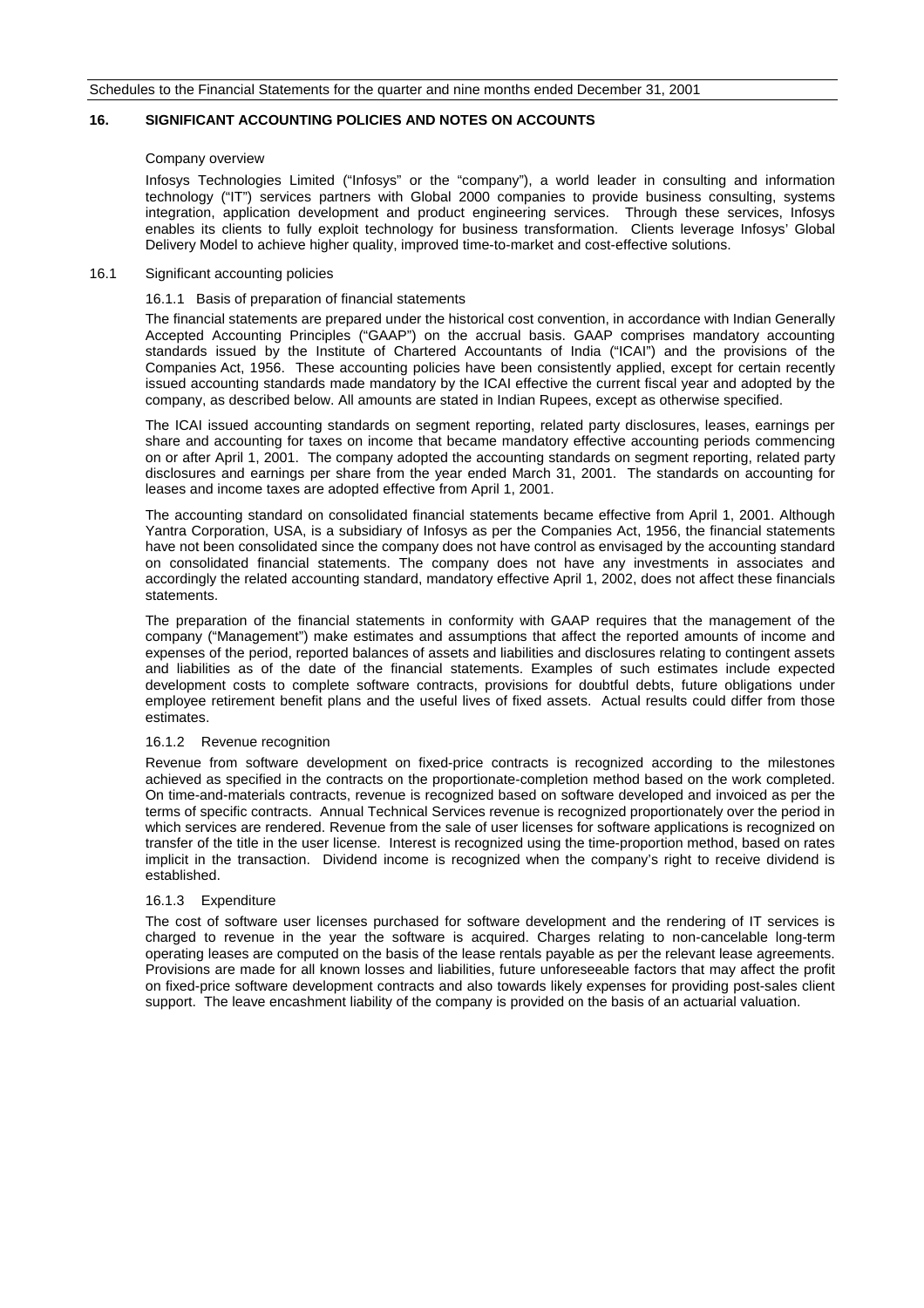## 16. SIGNIFICANT ACCOUNTING POLICIES AND NOTES ON ACCOUNTS

### Company overview

Infosys Technologies Limited ("Infosys" or the "company"), a world leader in consulting and information technology ("IT") services partners with Global 2000 companies to provide business consulting, systems integration, application development and product engineering services. Through these services, Infosys enables its clients to fully exploit technology for business transformation. Clients leverage Infosys' Global Delivery Model to achieve higher quality, improved time-to-market and cost-effective solutions.

### 16.1 Significant accounting policies

#### 16.1.1 Basis of preparation of financial statements

The financial statements are prepared under the historical cost convention, in accordance with Indian Generally Accepted Accounting Principles ("GAAP") on the accrual basis. GAAP comprises mandatory accounting standards issued by the Institute of Chartered Accountants of India ("ICAI") and the provisions of the Companies Act, 1956. These accounting policies have been consistently applied, except for certain recently issued accounting standards made mandatory by the ICAI effective the current fiscal year and adopted by the company, as described below. All amounts are stated in Indian Rupees, except as otherwise specified.

The ICAI issued accounting standards on segment reporting, related party disclosures, leases, earnings per share and accounting for taxes on income that became mandatory effective accounting periods commencing on or after April 1, 2001. The company adopted the accounting standards on segment reporting, related party disclosures and earnings per share from the year ended March 31, 2001. The standards on accounting for leases and income taxes are adopted effective from April 1, 2001.

The accounting standard on consolidated financial statements became effective from April 1, 2001. Although Yantra Corporation, USA, is a subsidiary of Infosys as per the Companies Act, 1956, the financial statements have not been consolidated since the company does not have control as envisaged by the accounting standard on consolidated financial statements. The company does not have any investments in associates and accordingly the related accounting standard, mandatory effective April 1, 2002, does not affect these financials statements.

The preparation of the financial statements in conformity with GAAP requires that the management of the company ("Management") make estimates and assumptions that affect the reported amounts of income and expenses of the period, reported balances of assets and liabilities and disclosures relating to contingent assets and liabilities as of the date of the financial statements. Examples of such estimates include expected development costs to complete software contracts, provisions for doubtful debts, future obligations under employee retirement benefit plans and the useful lives of fixed assets. Actual results could differ from those estimates.

#### 16.1.2 Revenue recognition

Revenue from software development on fixed-price contracts is recognized according to the milestones achieved as specified in the contracts on the proportionate-completion method based on the work completed. On time-and-materials contracts, revenue is recognized based on software developed and invoiced as per the terms of specific contracts. Annual Technical Services revenue is recognized proportionately over the period in which services are rendered. Revenue from the sale of user licenses for software applications is recognized on transfer of the title in the user license. Interest is recognized using the time-proportion method, based on rates implicit in the transaction. Dividend income is recognized when the company's right to receive dividend is established.

#### 16.1.3 Expenditure

The cost of software user licenses purchased for software development and the rendering of IT services is charged to revenue in the year the software is acquired. Charges relating to non-cancelable long-term operating leases are computed on the basis of the lease rentals payable as per the relevant lease agreements. Provisions are made for all known losses and liabilities, future unforeseeable factors that may affect the profit on fixed-price software development contracts and also towards likely expenses for providing post-sales client support. The leave encashment liability of the company is provided on the basis of an actuarial valuation.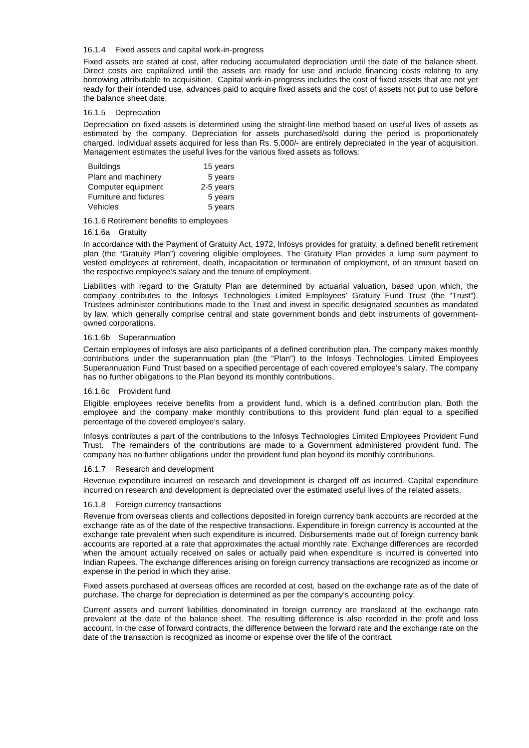#### 16.1.4 Fixed assets and capital work-in-progress

Fixed assets are stated at cost, after reducing accumulated depreciation until the date of the balance sheet. Direct costs are capitalized until the assets are ready for use and include financing costs relating to any borrowing attributable to acquisition. Capital work-in-progress includes the cost of fixed assets that are not yet ready for their intended use, advances paid to acquire fixed assets and the cost of assets not put to use before the balance sheet date.

#### 16.1.5 Depreciation

Depreciation on fixed assets is determined using the straight-line method based on useful lives of assets as estimated by the company. Depreciation for assets purchased/sold during the period is proportionately charged. Individual assets acquired for less than Rs. 5,000/- are entirely depreciated in the year of acquisition. Management estimates the useful lives for the various fixed assets as follows:

| | |
|---|---|
| Buildings | 15 years |
| Plant and machinery | 5 years |
| Computer equipment | 2-5 years |
| Furniture and fixtures | 5 years |
| Vehicles | 5 years |

#### 16.1.6 Retirement benefits to employees

#### 16.1.6a Gratuity

In accordance with the Payment of Gratuity Act, 1972, Infosys provides for gratuity, a defined benefit retirement plan (the "Gratuity Plan") covering eligible employees. The Gratuity Plan provides a lump sum payment to vested employees at retirement, death, incapacitation or termination of employment, of an amount based on the respective employee's salary and the tenure of employment.

Liabilities with regard to the Gratuity Plan are determined by actuarial valuation, based upon which, the company contributes to the Infosys Technologies Limited Employees' Gratuity Fund Trust (the "Trust"). Trustees administer contributions made to the Trust and invest in specific designated securities as mandated by law, which generally comprise central and state government bonds and debt instruments of government-owned corporations.

#### 16.1.6b Superannuation

Certain employees of Infosys are also participants of a defined contribution plan. The company makes monthly contributions under the superannuation plan (the "Plan") to the Infosys Technologies Limited Employees Superannuation Fund Trust based on a specified percentage of each covered employee's salary. The company has no further obligations to the Plan beyond its monthly contributions.

#### 16.1.6c Provident fund

Eligible employees receive benefits from a provident fund, which is a defined contribution plan. Both the employee and the company make monthly contributions to this provident fund plan equal to a specified percentage of the covered employee's salary.

Infosys contributes a part of the contributions to the Infosys Technologies Limited Employees Provident Fund Trust. The remainders of the contributions are made to a Government administered provident fund. The company has no further obligations under the provident fund plan beyond its monthly contributions.

#### 16.1.7 Research and development

Revenue expenditure incurred on research and development is charged off as incurred. Capital expenditure incurred on research and development is depreciated over the estimated useful lives of the related assets.

#### 16.1.8 Foreign currency transactions

Revenue from overseas clients and collections deposited in foreign currency bank accounts are recorded at the exchange rate as of the date of the respective transactions. Expenditure in foreign currency is accounted at the exchange rate prevalent when such expenditure is incurred. Disbursements made out of foreign currency bank accounts are reported at a rate that approximates the actual monthly rate. Exchange differences are recorded when the amount actually received on sales or actually paid when expenditure is incurred is converted into Indian Rupees. The exchange differences arising on foreign currency transactions are recognized as income or expense in the period in which they arise.

Fixed assets purchased at overseas offices are recorded at cost, based on the exchange rate as of the date of purchase. The charge for depreciation is determined as per the company's accounting policy.

Current assets and current liabilities denominated in foreign currency are translated at the exchange rate prevalent at the date of the balance sheet. The resulting difference is also recorded in the profit and loss account. In the case of forward contracts, the difference between the forward rate and the exchange rate on the date of the transaction is recognized as income or expense over the life of the contract.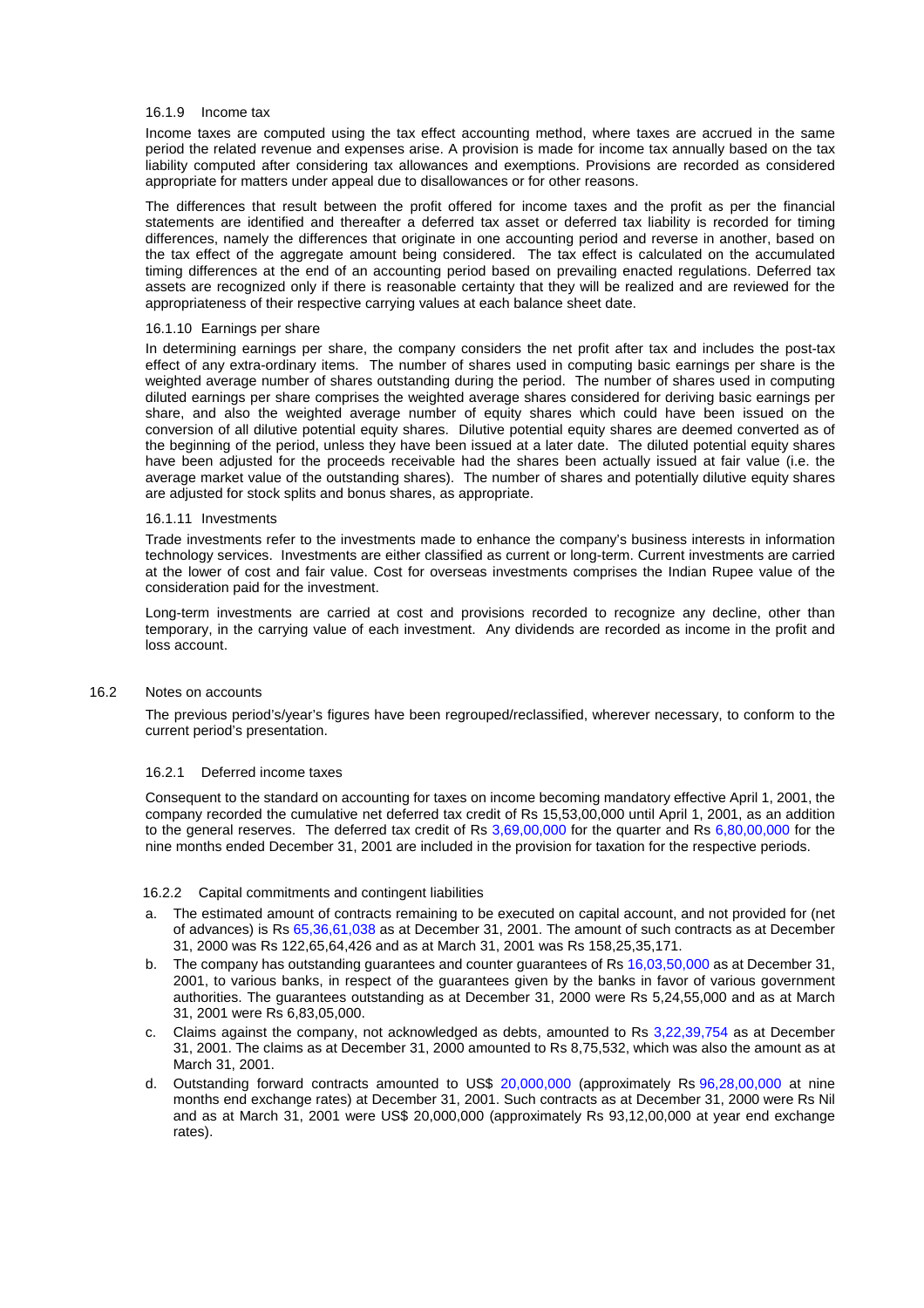#### 16.1.9 Income tax

Income taxes are computed using the tax effect accounting method, where taxes are accrued in the same period the related revenue and expenses arise. A provision is made for income tax annually based on the tax liability computed after considering tax allowances and exemptions. Provisions are recorded as considered appropriate for matters under appeal due to disallowances or for other reasons.

The differences that result between the profit offered for income taxes and the profit as per the financial statements are identified and thereafter a deferred tax asset or deferred tax liability is recorded for timing differences, namely the differences that originate in one accounting period and reverse in another, based on the tax effect of the aggregate amount being considered. The tax effect is calculated on the accumulated timing differences at the end of an accounting period based on prevailing enacted regulations. Deferred tax assets are recognized only if there is reasonable certainty that they will be realized and are reviewed for the appropriateness of their respective carrying values at each balance sheet date.

#### 16.1.10 Earnings per share

In determining earnings per share, the company considers the net profit after tax and includes the post-tax effect of any extra-ordinary items. The number of shares used in computing basic earnings per share is the weighted average number of shares outstanding during the period. The number of shares used in computing diluted earnings per share comprises the weighted average shares considered for deriving basic earnings per share, and also the weighted average number of equity shares which could have been issued on the conversion of all dilutive potential equity shares. Dilutive potential equity shares are deemed converted as of the beginning of the period, unless they have been issued at a later date. The diluted potential equity shares have been adjusted for the proceeds receivable had the shares been actually issued at fair value (i.e. the average market value of the outstanding shares). The number of shares and potentially dilutive equity shares are adjusted for stock splits and bonus shares, as appropriate.

#### 16.1.11 Investments

Trade investments refer to the investments made to enhance the company's business interests in information technology services. Investments are either classified as current or long-term. Current investments are carried at the lower of cost and fair value. Cost for overseas investments comprises the Indian Rupee value of the consideration paid for the investment.

Long-term investments are carried at cost and provisions recorded to recognize any decline, other than temporary, in the carrying value of each investment. Any dividends are recorded as income in the profit and loss account.

### 16.2 Notes on accounts

The previous period's/year's figures have been regrouped/reclassified, wherever necessary, to conform to the current period's presentation.

#### 16.2.1 Deferred income taxes

Consequent to the standard on accounting for taxes on income becoming mandatory effective April 1, 2001, the company recorded the cumulative net deferred tax credit of Rs 15,53,00,000 until April 1, 2001, as an addition to the general reserves. The deferred tax credit of Rs 3,69,00,000 for the quarter and Rs 6,80,00,000 for the nine months ended December 31, 2001 are included in the provision for taxation for the respective periods.

#### 16.2.2 Capital commitments and contingent liabilities

a. The estimated amount of contracts remaining to be executed on capital account, and not provided for (net of advances) is Rs 65,36,61,038 as at December 31, 2001. The amount of such contracts as at December 31, 2000 was Rs 122,65,64,426 and as at March 31, 2001 was Rs 158,25,35,171.

b. The company has outstanding guarantees and counter guarantees of Rs 16,03,50,000 as at December 31, 2001, to various banks, in respect of the guarantees given by the banks in favor of various government authorities. The guarantees outstanding as at December 31, 2000 were Rs 5,24,55,000 and as at March 31, 2001 were Rs 6,83,05,000.

c. Claims against the company, not acknowledged as debts, amounted to Rs 3,22,39,754 as at December 31, 2001. The claims as at December 31, 2000 amounted to Rs 8,75,532, which was also the amount as at March 31, 2001.

d. Outstanding forward contracts amounted to US$ 20,000,000 (approximately Rs 96,28,00,000 at nine months end exchange rates) at December 31, 2001. Such contracts as at December 31, 2000 were Rs Nil and as at March 31, 2001 were US$ 20,000,000 (approximately Rs 93,12,00,000 at year end exchange rates).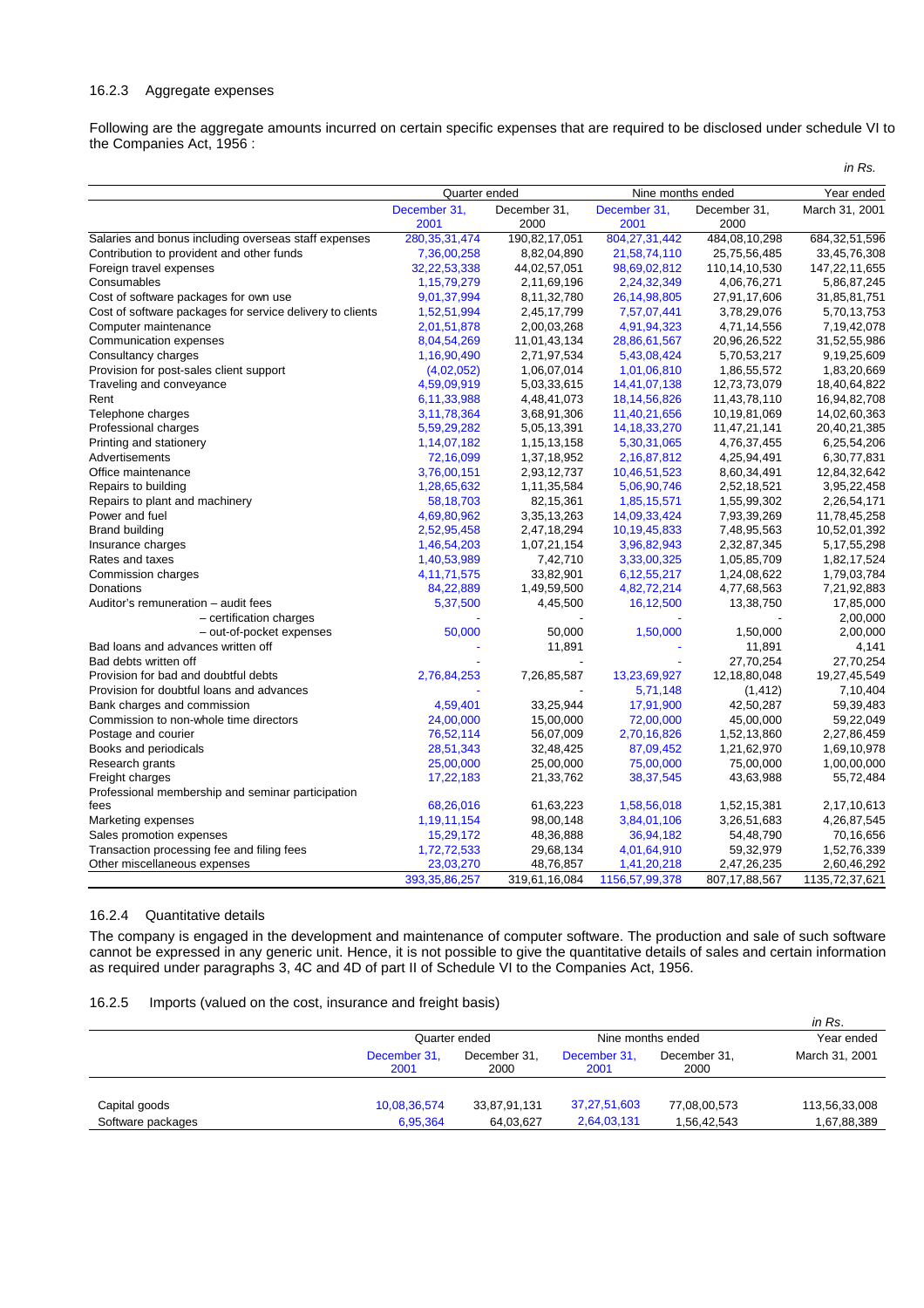### 16.2.3 Aggregate expenses

Following are the aggregate amounts incurred on certain specific expenses that are required to be disclosed under schedule VI to the Companies Act, 1956 :

*in Rs.*

| | Quarter ended | | Nine months ended | | Year ended |
|---|---|---|---|---|---|
| | December 31, 2001 | December 31, 2000 | December 31, 2001 | December 31, 2000 | March 31, 2001 |
| Salaries and bonus including overseas staff expenses | 280,35,31,474 | 190,82,17,051 | 804,27,31,442 | 484,08,10,298 | 684,32,51,596 |
| Contribution to provident and other funds | 7,36,00,258 | 8,82,04,890 | 21,58,74,110 | 25,75,56,485 | 33,45,76,308 |
| Foreign travel expenses | 32,22,53,338 | 44,02,57,051 | 98,69,02,812 | 110,14,10,530 | 147,22,11,655 |
| Consumables | 1,15,79,279 | 2,11,69,196 | 2,24,32,349 | 4,06,76,271 | 5,86,87,245 |
| Cost of software packages for own use | 9,01,37,994 | 8,11,32,780 | 26,14,98,805 | 27,91,17,606 | 31,85,81,751 |
| Cost of software packages for service delivery to clients | 1,52,51,994 | 2,45,17,799 | 7,57,07,441 | 3,78,29,076 | 5,70,13,753 |
| Computer maintenance | 2,01,51,878 | 2,00,03,268 | 4,91,94,323 | 4,71,14,556 | 7,19,42,078 |
| Communication expenses | 8,04,54,269 | 11,01,43,134 | 28,86,61,567 | 20,96,26,522 | 31,52,55,986 |
| Consultancy charges | 1,16,90,490 | 2,71,97,534 | 5,43,08,424 | 5,70,53,217 | 9,19,25,609 |
| Provision for post-sales client support | (4,02,052) | 1,06,07,014 | 1,01,06,810 | 1,86,55,572 | 1,83,20,669 |
| Traveling and conveyance | 4,59,09,919 | 5,03,33,615 | 14,41,07,138 | 12,73,73,079 | 18,40,64,822 |
| Rent | 6,11,33,988 | 4,48,41,073 | 18,14,56,826 | 11,43,78,110 | 16,94,82,708 |
| Telephone charges | 3,11,78,364 | 3,68,91,306 | 11,40,21,656 | 10,19,81,069 | 14,02,60,363 |
| Professional charges | 5,59,29,282 | 5,05,13,391 | 14,18,33,270 | 11,47,21,141 | 20,40,21,385 |
| Printing and stationery | 1,14,07,182 | 1,15,13,158 | 5,30,31,065 | 4,76,37,455 | 6,25,54,206 |
| Advertisements | 72,16,099 | 1,37,18,952 | 2,16,87,812 | 4,25,94,491 | 6,30,77,831 |
| Office maintenance | 3,76,00,151 | 2,93,12,737 | 10,46,51,523 | 8,60,34,491 | 12,84,32,642 |
| Repairs to building | 1,28,65,632 | 1,11,35,584 | 5,06,90,746 | 2,52,18,521 | 3,95,22,458 |
| Repairs to plant and machinery | 58,18,703 | 82,15,361 | 1,85,15,571 | 1,55,99,302 | 2,26,54,171 |
| Power and fuel | 4,69,80,962 | 3,35,13,263 | 14,09,33,424 | 7,93,39,269 | 11,78,45,258 |
| Brand building | 2,52,95,458 | 2,47,18,294 | 10,19,45,833 | 7,48,95,563 | 10,52,01,392 |
| Insurance charges | 1,46,54,203 | 1,07,21,154 | 3,96,82,943 | 2,32,87,345 | 5,17,55,298 |
| Rates and taxes | 1,40,53,989 | 7,42,710 | 3,33,00,325 | 1,05,85,709 | 1,82,17,524 |
| Commission charges | 4,11,71,575 | 33,82,901 | 6,12,55,217 | 1,24,08,622 | 1,79,03,784 |
| Donations | 84,22,889 | 1,49,59,500 | 4,82,72,214 | 4,77,68,563 | 7,21,92,883 |
| Auditor's remuneration – audit fees | 5,37,500 | 4,45,500 | 16,12,500 | 13,38,750 | 17,85,000 |
| – certification charges | - | - | - | - | 2,00,000 |
| – out-of-pocket expenses | 50,000 | 50,000 | 1,50,000 | 1,50,000 | 2,00,000 |
| Bad loans and advances written off | - | 11,891 | - | 11,891 | 4,141 |
| Bad debts written off | - | - | - | 27,70,254 | 27,70,254 |
| Provision for bad and doubtful debts | 2,76,84,253 | 7,26,85,587 | 13,23,69,927 | 12,18,80,048 | 19,27,45,549 |
| Provision for doubtful loans and advances | - | - | 5,71,148 | (1,412) | 7,10,404 |
| Bank charges and commission | 4,59,401 | 33,25,944 | 17,91,900 | 42,50,287 | 59,39,483 |
| Commission to non-whole time directors | 24,00,000 | 15,00,000 | 72,00,000 | 45,00,000 | 59,22,049 |
| Postage and courier | 76,52,114 | 56,07,009 | 2,70,16,826 | 1,52,13,860 | 2,27,86,459 |
| Books and periodicals | 28,51,343 | 32,48,425 | 87,09,452 | 1,21,62,970 | 1,69,10,978 |
| Research grants | 25,00,000 | 25,00,000 | 75,00,000 | 75,00,000 | 1,00,00,000 |
| Freight charges | 17,22,183 | 21,33,762 | 38,37,545 | 43,63,988 | 55,72,484 |
| Professional membership and seminar participation fees | 68,26,016 | 61,63,223 | 1,58,56,018 | 1,52,15,381 | 2,17,10,613 |
| Marketing expenses | 1,19,11,154 | 98,00,148 | 3,84,01,106 | 3,26,51,683 | 4,26,87,545 |
| Sales promotion expenses | 15,29,172 | 48,36,888 | 36,94,182 | 54,48,790 | 70,16,656 |
| Transaction processing fee and filing fees | 1,72,72,533 | 29,68,134 | 4,01,64,910 | 59,32,979 | 1,52,76,339 |
| Other miscellaneous expenses | 23,03,270 | 48,76,857 | 1,41,20,218 | 2,47,26,235 | 2,60,46,292 |
| | 393,35,86,257 | 319,61,16,084 | 1156,57,99,378 | 807,17,88,567 | 1135,72,37,621 |

### 16.2.4 Quantitative details

The company is engaged in the development and maintenance of computer software. The production and sale of such software cannot be expressed in any generic unit. Hence, it is not possible to give the quantitative details of sales and certain information as required under paragraphs 3, 4C and 4D of part II of Schedule VI to the Companies Act, 1956.

### 16.2.5 Imports (valued on the cost, insurance and freight basis)

*in Rs.*

| | Quarter ended | | Nine months ended | | Year ended |
|---|---|---|---|---|---|
| | December 31, 2001 | December 31, 2000 | December 31, 2001 | December 31, 2000 | March 31, 2001 |
| Capital goods | 10,08,36,574 | 33,87,91,131 | 37,27,51,603 | 77,08,00,573 | 113,56,33,008 |
| Software packages | 6,95,364 | 64,03,627 | 2,64,03,131 | 1,56,42,543 | 1,67,88,389 |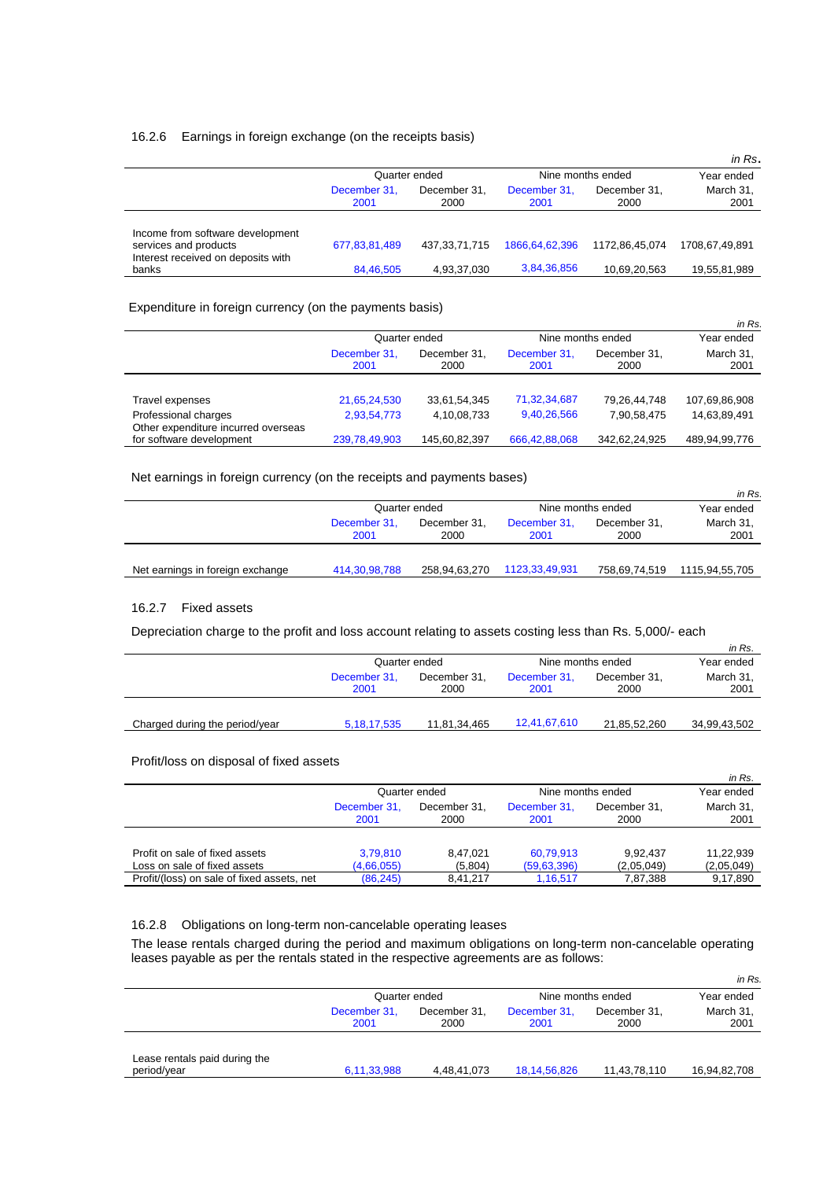### 16.2.6 Earnings in foreign exchange (on the receipts basis)

*in Rs.*

| | Quarter ended | | Nine months ended | | Year ended |
|---|---|---|---|---|---|
| | December 31, 2001 | December 31, 2000 | December 31, 2001 | December 31, 2000 | March 31, 2001 |
| Income from software development services and products | 677,83,81,489 | 437,33,71,715 | 1866,64,62,396 | 1172,86,45,074 | 1708,67,49,891 |
| Interest received on deposits with banks | 84,46,505 | 4,93,37,030 | 3,84,36,856 | 10,69,20,563 | 19,55,81,989 |

Expenditure in foreign currency (on the payments basis)

*in Rs.*

| | Quarter ended | | Nine months ended | | Year ended |
|---|---|---|---|---|---|
| | December 31, 2001 | December 31, 2000 | December 31, 2001 | December 31, 2000 | March 31, 2001 |
| Travel expenses | 21,65,24,530 | 33,61,54,345 | 71,32,34,687 | 79,26,44,748 | 107,69,86,908 |
| Professional charges | 2,93,54,773 | 4,10,08,733 | 9,40,26,566 | 7,90,58,475 | 14,63,89,491 |
| Other expenditure incurred overseas for software development | 239,78,49,903 | 145,60,82,397 | 666,42,88,068 | 342,62,24,925 | 489,94,99,776 |

Net earnings in foreign currency (on the receipts and payments bases)

*in Rs.*

| | Quarter ended | | Nine months ended | | Year ended |
|---|---|---|---|---|---|
| | December 31, 2001 | December 31, 2000 | December 31, 2001 | December 31, 2000 | March 31, 2001 |
| Net earnings in foreign exchange | 414,30,98,788 | 258,94,63,270 | 1123,33,49,931 | 758,69,74,519 | 1115,94,55,705 |

### 16.2.7 Fixed assets

Depreciation charge to the profit and loss account relating to assets costing less than Rs. 5,000/- each

*in Rs.*

| | Quarter ended | | Nine months ended | | Year ended |
|---|---|---|---|---|---|
| | December 31, 2001 | December 31, 2000 | December 31, 2001 | December 31, 2000 | March 31, 2001 |
| Charged during the period/year | 5,18,17,535 | 11,81,34,465 | 12,41,67,610 | 21,85,52,260 | 34,99,43,502 |

Profit/loss on disposal of fixed assets

*in Rs.*

| | Quarter ended | | Nine months ended | | Year ended |
|---|---|---|---|---|---|
| | December 31, 2001 | December 31, 2000 | December 31, 2001 | December 31, 2000 | March 31, 2001 |
| Profit on sale of fixed assets | 3,79,810 | 8,47,021 | 60,79,913 | 9,92,437 | 11,22,939 |
| Loss on sale of fixed assets | (4,66,055) | (5,804) | (59,63,396) | (2,05,049) | (2,05,049) |
| Profit/(loss) on sale of fixed assets, net | (86,245) | 8,41,217 | 1,16,517 | 7,87,388 | 9,17,890 |

### 16.2.8 Obligations on long-term non-cancelable operating leases

The lease rentals charged during the period and maximum obligations on long-term non-cancelable operating leases payable as per the rentals stated in the respective agreements are as follows:

*in Rs.*

| | Quarter ended | | Nine months ended | | Year ended |
|---|---|---|---|---|---|
| | December 31, 2001 | December 31, 2000 | December 31, 2001 | December 31, 2000 | March 31, 2001 |
| Lease rentals paid during the period/year | 6,11,33,988 | 4,48,41,073 | 18,14,56,826 | 11,43,78,110 | 16,94,82,708 |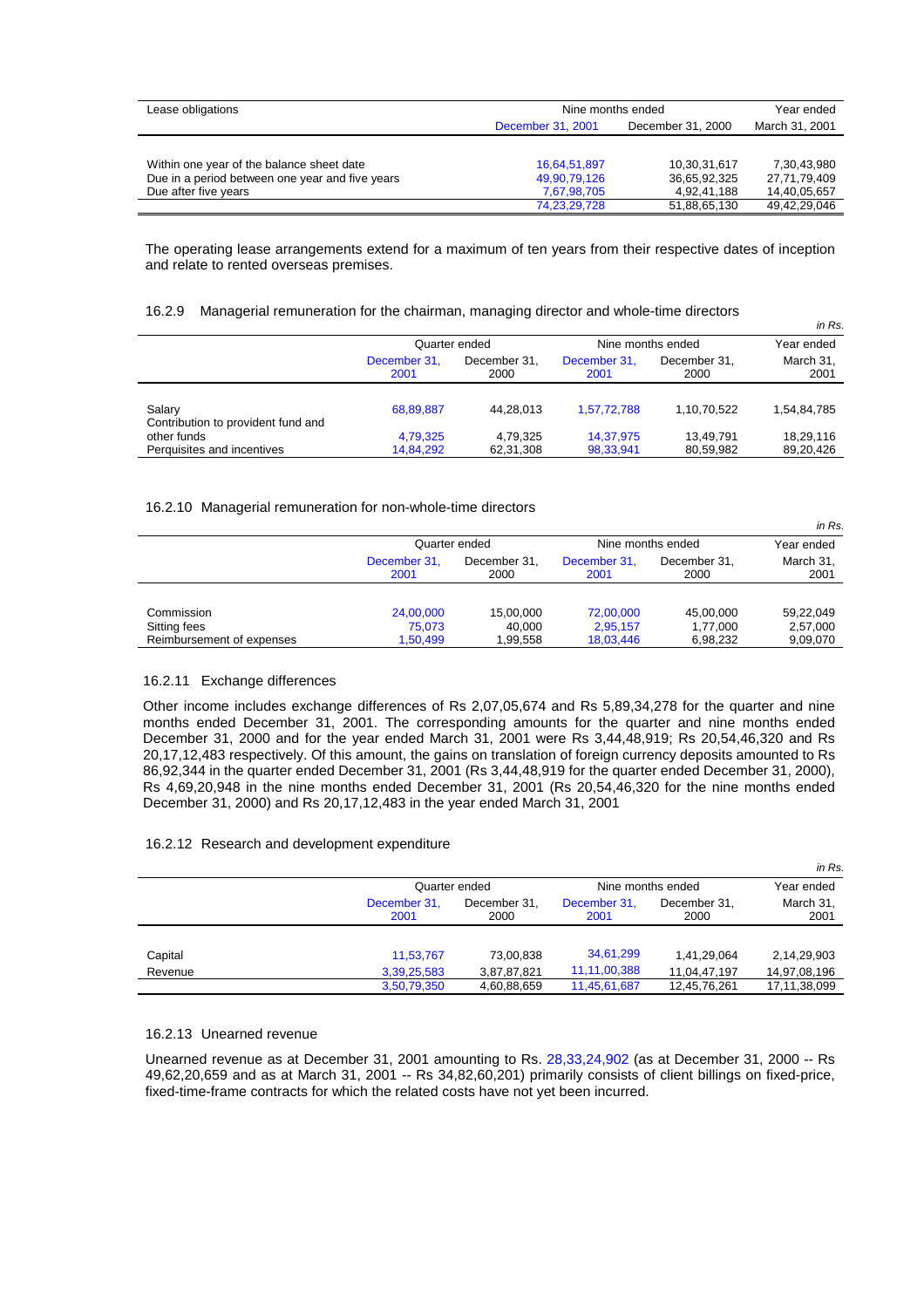| Lease obligations | Nine months ended | | Year ended |
|---|---|---|---|
| | December 31, 2001 | December 31, 2000 | March 31, 2001 |
| Within one year of the balance sheet date | 16,64,51,897 | 10,30,31,617 | 7,30,43,980 |
| Due in a period between one year and five years | 49,90,79,126 | 36,65,92,325 | 27,71,79,409 |
| Due after five years | 7,67,98,705 | 4,92,41,188 | 14,40,05,657 |
| | 74,23,29,728 | 51,88,65,130 | 49,42,29,046 |

The operating lease arrangements extend for a maximum of ten years from their respective dates of inception and relate to rented overseas premises.

16.2.9 Managerial remuneration for the chairman, managing director and whole-time directors

*in Rs.*

| | Quarter ended | | Nine months ended | | Year ended |
|---|---|---|---|---|---|
| | December 31, 2001 | December 31, 2000 | December 31, 2001 | December 31, 2000 | March 31, 2001 |
| Salary | 68,89,887 | 44,28,013 | 1,57,72,788 | 1,10,70,522 | 1,54,84,785 |
| Contribution to provident fund and other funds | 4,79,325 | 4,79,325 | 14,37,975 | 13,49,791 | 18,29,116 |
| Perquisites and incentives | 14,84,292 | 62,31,308 | 98,33,941 | 80,59,982 | 89,20,426 |

16.2.10 Managerial remuneration for non-whole-time directors

*in Rs.*

| | Quarter ended | | Nine months ended | | Year ended |
|---|---|---|---|---|---|
| | December 31, 2001 | December 31, 2000 | December 31, 2001 | December 31, 2000 | March 31, 2001 |
| Commission | 24,00,000 | 15,00,000 | 72,00,000 | 45,00,000 | 59,22,049 |
| Sitting fees | 75,073 | 40,000 | 2,95,157 | 1,77,000 | 2,57,000 |
| Reimbursement of expenses | 1,50,499 | 1,99,558 | 18,03,446 | 6,98,232 | 9,09,070 |

16.2.11 Exchange differences

Other income includes exchange differences of Rs 2,07,05,674 and Rs 5,89,34,278 for the quarter and nine months ended December 31, 2001. The corresponding amounts for the quarter and nine months ended December 31, 2000 and for the year ended March 31, 2001 were Rs 3,44,48,919; Rs 20,54,46,320 and Rs 20,17,12,483 respectively. Of this amount, the gains on translation of foreign currency deposits amounted to Rs 86,92,344 in the quarter ended December 31, 2001 (Rs 3,44,48,919 for the quarter ended December 31, 2000), Rs 4,69,20,948 in the nine months ended December 31, 2001 (Rs 20,54,46,320 for the nine months ended December 31, 2000) and Rs 20,17,12,483 in the year ended March 31, 2001

16.2.12 Research and development expenditure

*in Rs.*

| | Quarter ended | | Nine months ended | | Year ended |
|---|---|---|---|---|---|
| | December 31, 2001 | December 31, 2000 | December 31, 2001 | December 31, 2000 | March 31, 2001 |
| Capital | 11,53,767 | 73,00,838 | 34,61,299 | 1,41,29,064 | 2,14,29,903 |
| Revenue | 3,39,25,583 | 3,87,87,821 | 11,11,00,388 | 11,04,47,197 | 14,97,08,196 |
| | 3,50,79,350 | 4,60,88,659 | 11,45,61,687 | 12,45,76,261 | 17,11,38,099 |

16.2.13 Unearned revenue

Unearned revenue as at December 31, 2001 amounting to Rs. 28,33,24,902 (as at December 31, 2000 -- Rs 49,62,20,659 and as at March 31, 2001 -- Rs 34,82,60,201) primarily consists of client billings on fixed-price, fixed-time-frame contracts for which the related costs have not yet been incurred.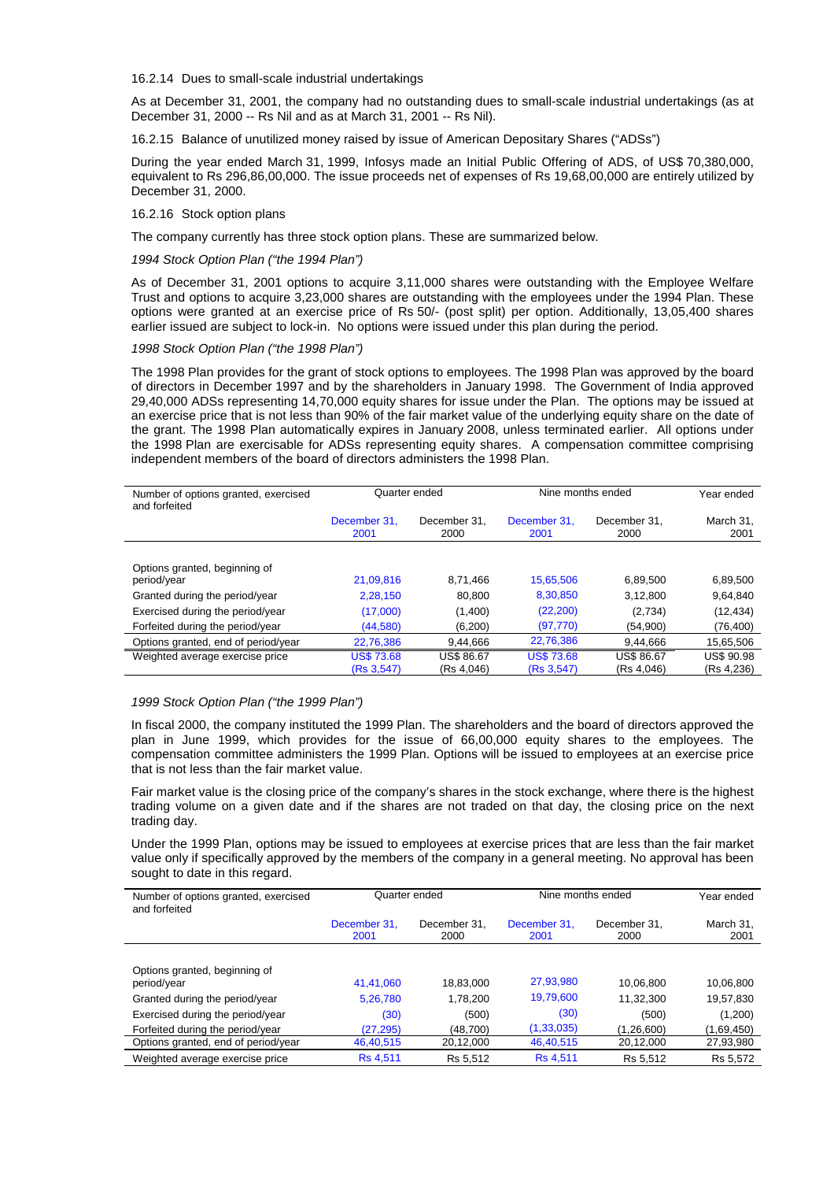16.2.14 Dues to small-scale industrial undertakings

As at December 31, 2001, the company had no outstanding dues to small-scale industrial undertakings (as at December 31, 2000 -- Rs Nil and as at March 31, 2001 -- Rs Nil).

16.2.15 Balance of unutilized money raised by issue of American Depositary Shares ("ADSs")

During the year ended March 31, 1999, Infosys made an Initial Public Offering of ADS, of US$ 70,380,000, equivalent to Rs 296,86,00,000. The issue proceeds net of expenses of Rs 19,68,00,000 are entirely utilized by December 31, 2000.

16.2.16 Stock option plans

The company currently has three stock option plans. These are summarized below.

*1994 Stock Option Plan ("the 1994 Plan")*

As of December 31, 2001 options to acquire 3,11,000 shares were outstanding with the Employee Welfare Trust and options to acquire 3,23,000 shares are outstanding with the employees under the 1994 Plan. These options were granted at an exercise price of Rs 50/- (post split) per option. Additionally, 13,05,400 shares earlier issued are subject to lock-in. No options were issued under this plan during the period.

*1998 Stock Option Plan ("the 1998 Plan")*

The 1998 Plan provides for the grant of stock options to employees. The 1998 Plan was approved by the board of directors in December 1997 and by the shareholders in January 1998. The Government of India approved 29,40,000 ADSs representing 14,70,000 equity shares for issue under the Plan. The options may be issued at an exercise price that is not less than 90% of the fair market value of the underlying equity share on the date of the grant. The 1998 Plan automatically expires in January 2008, unless terminated earlier. All options under the 1998 Plan are exercisable for ADSs representing equity shares. A compensation committee comprising independent members of the board of directors administers the 1998 Plan.

| Number of options granted, exercised and forfeited | Quarter ended | | Nine months ended | | Year ended |
|---|---|---|---|---|---|
| | December 31, 2001 | December 31, 2000 | December 31, 2001 | December 31, 2000 | March 31, 2001 |
| Options granted, beginning of period/year | 21,09,816 | 8,71,466 | 15,65,506 | 6,89,500 | 6,89,500 |
| Granted during the period/year | 2,28,150 | 80,800 | 8,30,850 | 3,12,800 | 9,64,840 |
| Exercised during the period/year | (17,000) | (1,400) | (22,200) | (2,734) | (12,434) |
| Forfeited during the period/year | (44,580) | (6,200) | (97,770) | (54,900) | (76,400) |
| Options granted, end of period/year | 22,76,386 | 9,44,666 | 22,76,386 | 9,44,666 | 15,65,506 |
| Weighted average exercise price | US$ 73.68 (Rs 3,547) | US$ 86.67 (Rs 4,046) | US$ 73.68 (Rs 3,547) | US$ 86.67 (Rs 4,046) | US$ 90.98 (Rs 4,236) |

*1999 Stock Option Plan ("the 1999 Plan")*

In fiscal 2000, the company instituted the 1999 Plan. The shareholders and the board of directors approved the plan in June 1999, which provides for the issue of 66,00,000 equity shares to the employees. The compensation committee administers the 1999 Plan. Options will be issued to employees at an exercise price that is not less than the fair market value.

Fair market value is the closing price of the company's shares in the stock exchange, where there is the highest trading volume on a given date and if the shares are not traded on that day, the closing price on the next trading day.

Under the 1999 Plan, options may be issued to employees at exercise prices that are less than the fair market value only if specifically approved by the members of the company in a general meeting. No approval has been sought to date in this regard.

| Number of options granted, exercised and forfeited | Quarter ended | | Nine months ended | | Year ended |
|---|---|---|---|---|---|
| | December 31, 2001 | December 31, 2000 | December 31, 2001 | December 31, 2000 | March 31, 2001 |
| Options granted, beginning of period/year | 41,41,060 | 18,83,000 | 27,93,980 | 10,06,800 | 10,06,800 |
| Granted during the period/year | 5,26,780 | 1,78,200 | 19,79,600 | 11,32,300 | 19,57,830 |
| Exercised during the period/year | (30) | (500) | (30) | (500) | (1,200) |
| Forfeited during the period/year | (27,295) | (48,700) | (1,33,035) | (1,26,600) | (1,69,450) |
| Options granted, end of period/year | 46,40,515 | 20,12,000 | 46,40,515 | 20,12,000 | 27,93,980 |
| Weighted average exercise price | Rs 4,511 | Rs 5,512 | Rs 4,511 | Rs 5,512 | Rs 5,572 |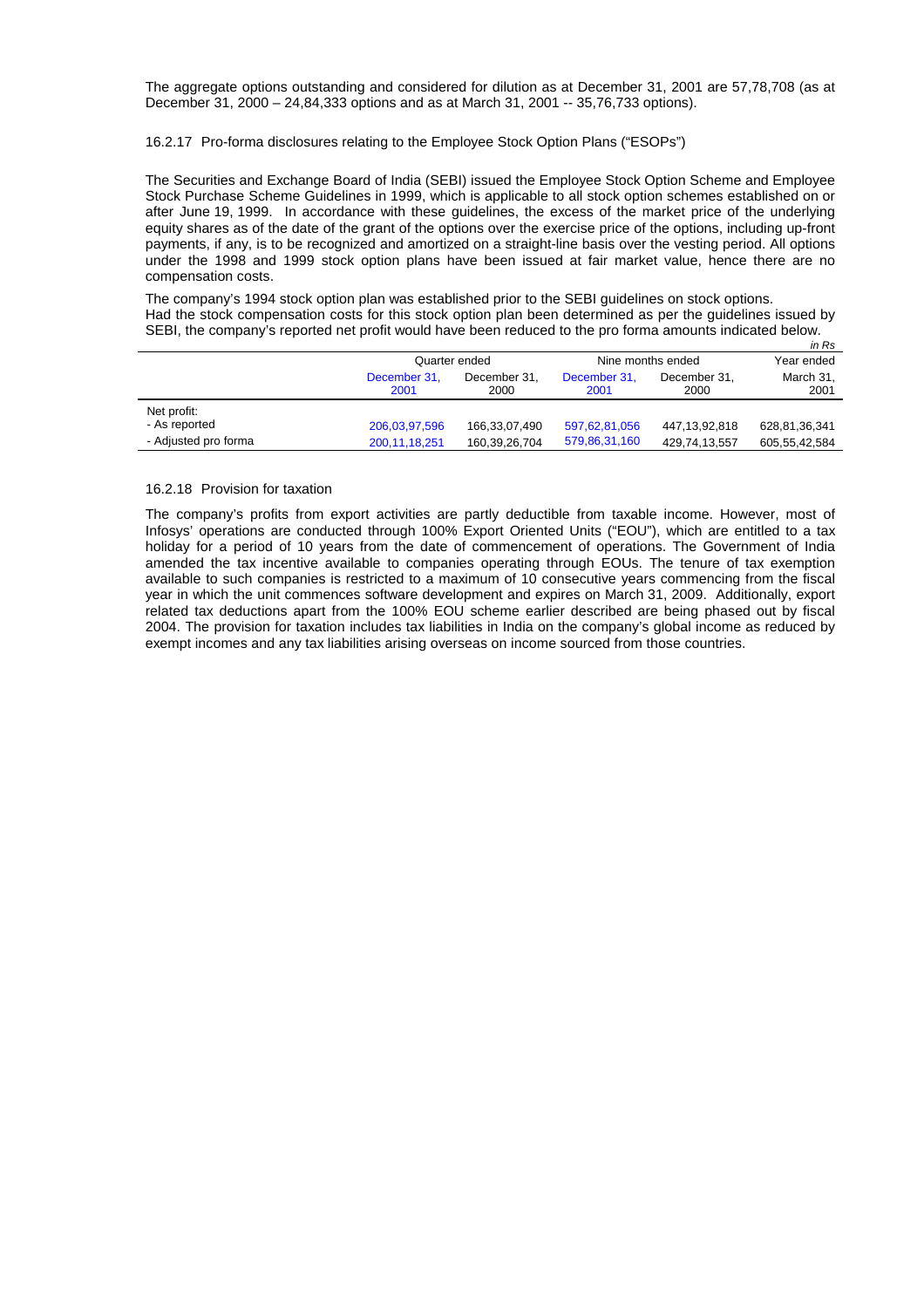The aggregate options outstanding and considered for dilution as at December 31, 2001 are 57,78,708 (as at December 31, 2000 – 24,84,333 options and as at March 31, 2001 -- 35,76,733 options).

16.2.17 Pro-forma disclosures relating to the Employee Stock Option Plans ("ESOPs")

The Securities and Exchange Board of India (SEBI) issued the Employee Stock Option Scheme and Employee Stock Purchase Scheme Guidelines in 1999, which is applicable to all stock option schemes established on or after June 19, 1999. In accordance with these guidelines, the excess of the market price of the underlying equity shares as of the date of the grant of the options over the exercise price of the options, including up-front payments, if any, is to be recognized and amortized on a straight-line basis over the vesting period. All options under the 1998 and 1999 stock option plans have been issued at fair market value, hence there are no compensation costs.

The company's 1994 stock option plan was established prior to the SEBI guidelines on stock options.
Had the stock compensation costs for this stock option plan been determined as per the guidelines issued by SEBI, the company's reported net profit would have been reduced to the pro forma amounts indicated below.

*in Rs*

| | Quarter ended | | Nine months ended | | Year ended |
|---|---|---|---|---|---|
| | December 31, 2001 | December 31, 2000 | December 31, 2001 | December 31, 2000 | March 31, 2001 |
| Net profit: | | | | | |
| - As reported | 206,03,97,596 | 166,33,07,490 | 597,62,81,056 | 447,13,92,818 | 628,81,36,341 |
| - Adjusted pro forma | 200,11,18,251 | 160,39,26,704 | 579,86,31,160 | 429,74,13,557 | 605,55,42,584 |

16.2.18 Provision for taxation

The company's profits from export activities are partly deductible from taxable income. However, most of Infosys' operations are conducted through 100% Export Oriented Units ("EOU"), which are entitled to a tax holiday for a period of 10 years from the date of commencement of operations. The Government of India amended the tax incentive available to companies operating through EOUs. The tenure of tax exemption available to such companies is restricted to a maximum of 10 consecutive years commencing from the fiscal year in which the unit commences software development and expires on March 31, 2009. Additionally, export related tax deductions apart from the 100% EOU scheme earlier described are being phased out by fiscal 2004. The provision for taxation includes tax liabilities in India on the company's global income as reduced by exempt incomes and any tax liabilities arising overseas on income sourced from those countries.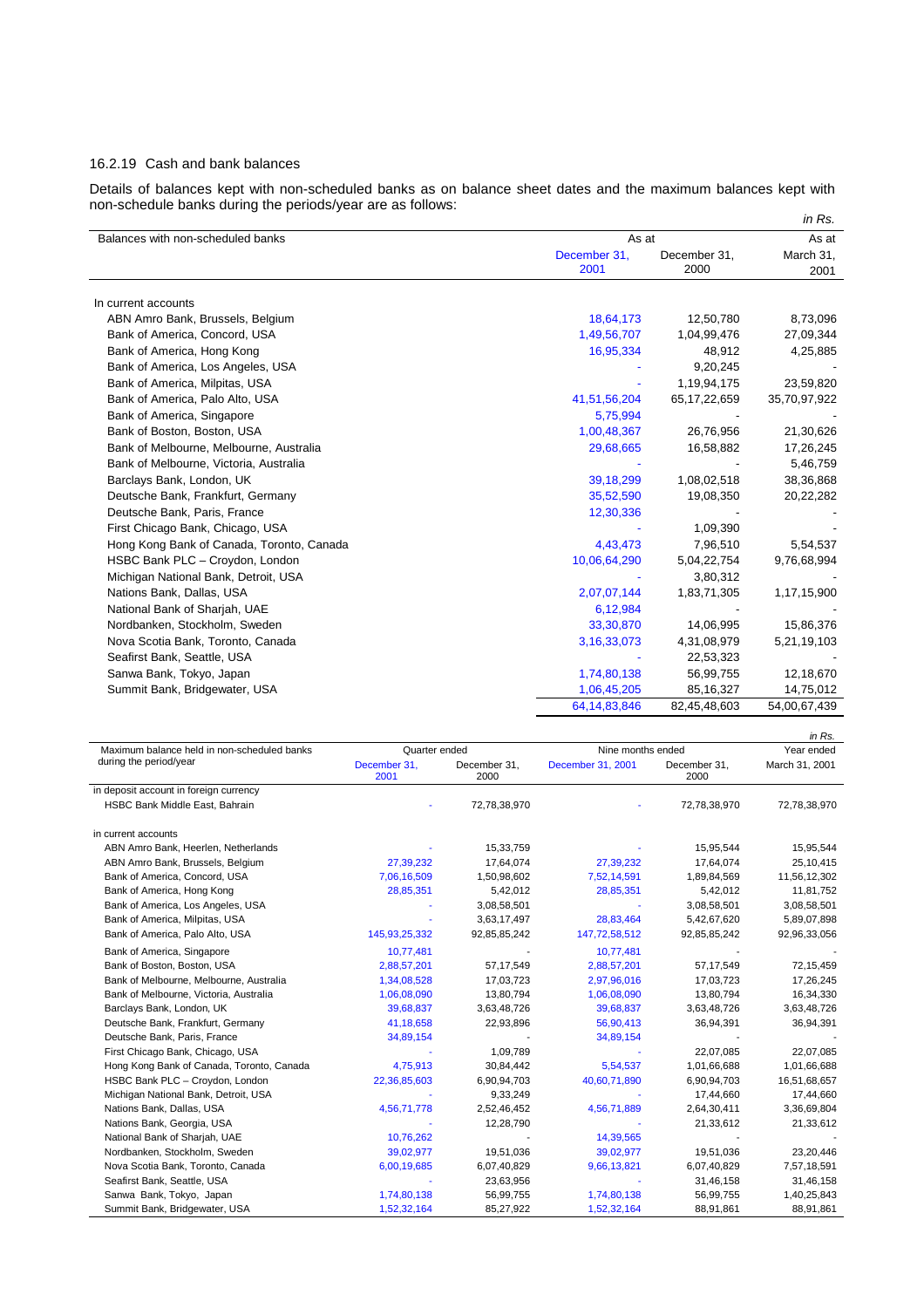### 16.2.19 Cash and bank balances

Details of balances kept with non-scheduled banks as on balance sheet dates and the maximum balances kept with non-schedule banks during the periods/year are as follows:

*in Rs.*

| Balances with non-scheduled banks | As at | | As at |
|---|---|---|---|
| | December 31, 2001 | December 31, 2000 | March 31, 2001 |
| In current accounts | | | |
| ABN Amro Bank, Brussels, Belgium | 18,64,173 | 12,50,780 | 8,73,096 |
| Bank of America, Concord, USA | 1,49,56,707 | 1,04,99,476 | 27,09,344 |
| Bank of America, Hong Kong | 16,95,334 | 48,912 | 4,25,885 |
| Bank of America, Los Angeles, USA | - | 9,20,245 | - |
| Bank of America, Milpitas, USA | - | 1,19,94,175 | 23,59,820 |
| Bank of America, Palo Alto, USA | 41,51,56,204 | 65,17,22,659 | 35,70,97,922 |
| Bank of America, Singapore | 5,75,994 | - | - |
| Bank of Boston, Boston, USA | 1,00,48,367 | 26,76,956 | 21,30,626 |
| Bank of Melbourne, Melbourne, Australia | 29,68,665 | 16,58,882 | 17,26,245 |
| Bank of Melbourne, Victoria, Australia | - | - | 5,46,759 |
| Barclays Bank, London, UK | 39,18,299 | 1,08,02,518 | 38,36,868 |
| Deutsche Bank, Frankfurt, Germany | 35,52,590 | 19,08,350 | 20,22,282 |
| Deutsche Bank, Paris, France | 12,30,336 | - | - |
| First Chicago Bank, Chicago, USA | - | 1,09,390 | - |
| Hong Kong Bank of Canada, Toronto, Canada | 4,43,473 | 7,96,510 | 5,54,537 |
| HSBC Bank PLC – Croydon, London | 10,06,64,290 | 5,04,22,754 | 9,76,68,994 |
| Michigan National Bank, Detroit, USA | - | 3,80,312 | - |
| Nations Bank, Dallas, USA | 2,07,07,144 | 1,83,71,305 | 1,17,15,900 |
| National Bank of Sharjah, UAE | 6,12,984 | - | - |
| Nordbanken, Stockholm, Sweden | 33,30,870 | 14,06,995 | 15,86,376 |
| Nova Scotia Bank, Toronto, Canada | 3,16,33,073 | 4,31,08,979 | 5,21,19,103 |
| Seafirst Bank, Seattle, USA | - | 22,53,323 | - |
| Sanwa Bank, Tokyo, Japan | 1,74,80,138 | 56,99,755 | 12,18,670 |
| Summit Bank, Bridgewater, USA | 1,06,45,205 | 85,16,327 | 14,75,012 |
| | 64,14,83,846 | 82,45,48,603 | 54,00,67,439 |

*in Rs.*

| Maximum balance held in non-scheduled banks during the period/year | Quarter ended | | Nine months ended | | Year ended |
|---|---|---|---|---|---|
| | December 31, 2001 | December 31, 2000 | December 31, 2001 | December 31, 2000 | March 31, 2001 |
| in deposit account in foreign currency | | | | | |
| HSBC Bank Middle East, Bahrain | - | 72,78,38,970 | - | 72,78,38,970 | 72,78,38,970 |
| in current accounts | | | | | |
| ABN Amro Bank, Heerlen, Netherlands | - | 15,33,759 | - | 15,95,544 | 15,95,544 |
| ABN Amro Bank, Brussels, Belgium | 27,39,232 | 17,64,074 | 27,39,232 | 17,64,074 | 25,10,415 |
| Bank of America, Concord, USA | 7,06,16,509 | 1,50,98,602 | 7,52,14,591 | 1,89,84,569 | 11,56,12,302 |
| Bank of America, Hong Kong | 28,85,351 | 5,42,012 | 28,85,351 | 5,42,012 | 11,81,752 |
| Bank of America, Los Angeles, USA | - | 3,08,58,501 | - | 3,08,58,501 | 3,08,58,501 |
| Bank of America, Milpitas, USA | - | 3,63,17,497 | 28,83,464 | 5,42,67,620 | 5,89,07,898 |
| Bank of America, Palo Alto, USA | 145,93,25,332 | 92,85,85,242 | 147,72,58,512 | 92,85,85,242 | 92,96,33,056 |
| Bank of America, Singapore | 10,77,481 | - | 10,77,481 | - | - |
| Bank of Boston, Boston, USA | 2,88,57,201 | 57,17,549 | 2,88,57,201 | 57,17,549 | 72,15,459 |
| Bank of Melbourne, Melbourne, Australia | 1,34,08,528 | 17,03,723 | 2,97,96,016 | 17,03,723 | 17,26,245 |
| Bank of Melbourne, Victoria, Australia | 1,06,08,090 | 13,80,794 | 1,06,08,090 | 13,80,794 | 16,34,330 |
| Barclays Bank, London, UK | 39,68,837 | 3,63,48,726 | 39,68,837 | 3,63,48,726 | 3,63,48,726 |
| Deutsche Bank, Frankfurt, Germany | 41,18,658 | 22,93,896 | 56,90,413 | 36,94,391 | 36,94,391 |
| Deutsche Bank, Paris, France | 34,89,154 | - | 34,89,154 | - | - |
| First Chicago Bank, Chicago, USA | - | 1,09,789 | - | 22,07,085 | 22,07,085 |
| Hong Kong Bank of Canada, Toronto, Canada | 4,75,913 | 30,84,442 | 5,54,537 | 1,01,66,688 | 1,01,66,688 |
| HSBC Bank PLC – Croydon, London | 22,36,85,603 | 6,90,94,703 | 40,60,71,890 | 6,90,94,703 | 16,51,68,657 |
| Michigan National Bank, Detroit, USA | - | 9,33,249 | - | 17,44,660 | 17,44,660 |
| Nations Bank, Dallas, USA | 4,56,71,778 | 2,52,46,452 | 4,56,71,889 | 2,64,30,411 | 3,36,69,804 |
| Nations Bank, Georgia, USA | - | 12,28,790 | - | 21,33,612 | 21,33,612 |
| National Bank of Sharjah, UAE | 10,76,262 | - | 14,39,565 | - | - |
| Nordbanken, Stockholm, Sweden | 39,02,977 | 19,51,036 | 39,02,977 | 19,51,036 | 23,20,446 |
| Nova Scotia Bank, Toronto, Canada | 6,00,19,685 | 6,07,40,829 | 9,66,13,821 | 6,07,40,829 | 7,57,18,591 |
| Seafirst Bank, Seattle, USA | - | 23,63,956 | - | 31,46,158 | 31,46,158 |
| Sanwa Bank, Tokyo, Japan | 1,74,80,138 | 56,99,755 | 1,74,80,138 | 56,99,755 | 1,40,25,843 |
| Summit Bank, Bridgewater, USA | 1,52,32,164 | 85,27,922 | 1,52,32,164 | 88,91,861 | 88,91,861 |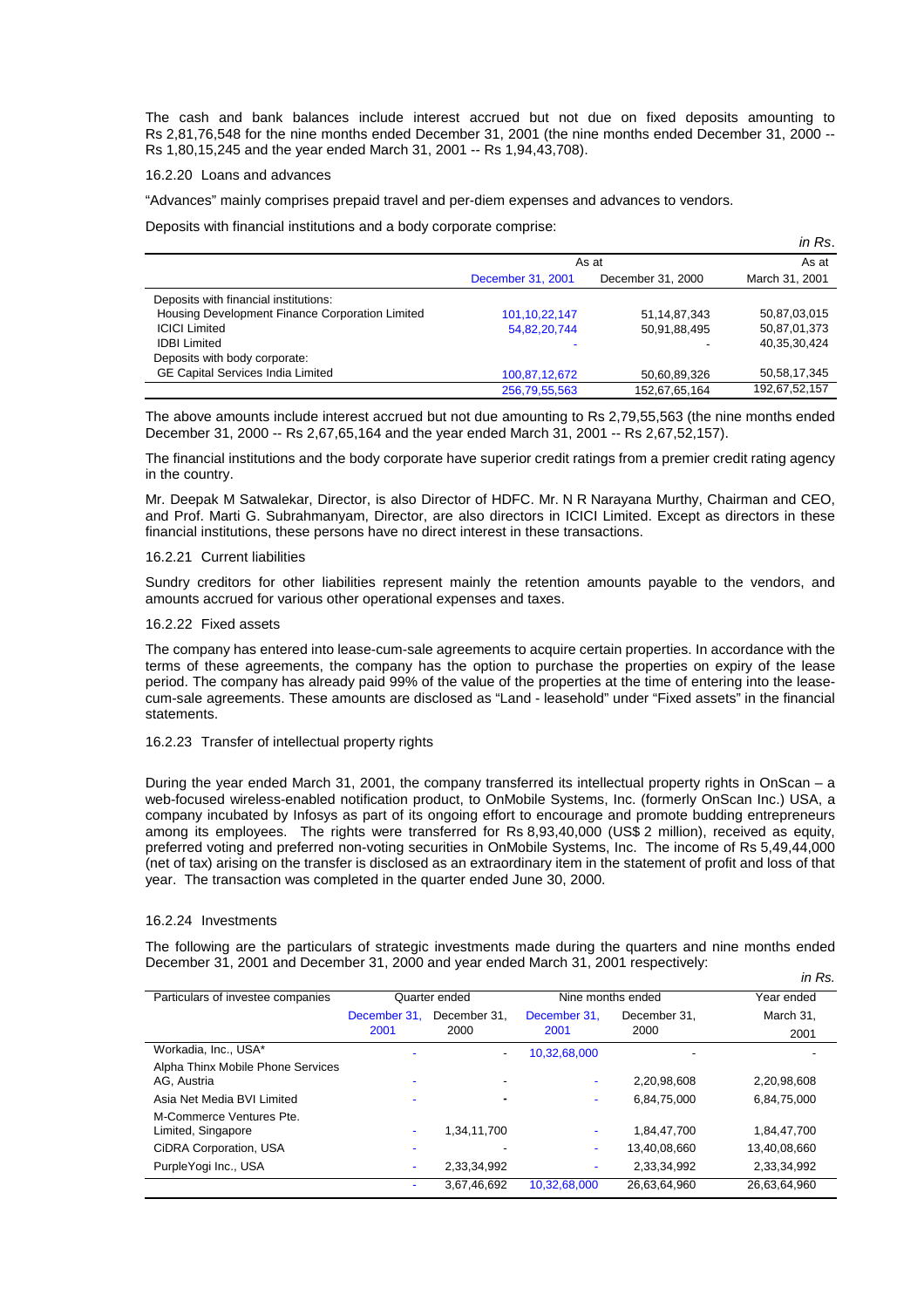The cash and bank balances include interest accrued but not due on fixed deposits amounting to Rs 2,81,76,548 for the nine months ended December 31, 2001 (the nine months ended December 31, 2000 -- Rs 1,80,15,245 and the year ended March 31, 2001 -- Rs 1,94,43,708).

16.2.20 Loans and advances

"Advances" mainly comprises prepaid travel and per-diem expenses and advances to vendors.

Deposits with financial institutions and a body corporate comprise:

*in Rs.*

| | As at | | As at |
|---|---|---|---|
| | December 31, 2001 | December 31, 2000 | March 31, 2001 |
| Deposits with financial institutions: | | | |
| Housing Development Finance Corporation Limited | 101,10,22,147 | 51,14,87,343 | 50,87,03,015 |
| ICICI Limited | 54,82,20,744 | 50,91,88,495 | 50,87,01,373 |
| IDBI Limited | - | - | 40,35,30,424 |
| Deposits with body corporate: | | | |
| GE Capital Services India Limited | 100,87,12,672 | 50,60,89,326 | 50,58,17,345 |
| | 256,79,55,563 | 152,67,65,164 | 192,67,52,157 |

The above amounts include interest accrued but not due amounting to Rs 2,79,55,563 (the nine months ended December 31, 2000 -- Rs 2,67,65,164 and the year ended March 31, 2001 -- Rs 2,67,52,157).

The financial institutions and the body corporate have superior credit ratings from a premier credit rating agency in the country.

Mr. Deepak M Satwalekar, Director, is also Director of HDFC. Mr. N R Narayana Murthy, Chairman and CEO, and Prof. Marti G. Subrahmanyam, Director, are also directors in ICICI Limited. Except as directors in these financial institutions, these persons have no direct interest in these transactions.

16.2.21 Current liabilities

Sundry creditors for other liabilities represent mainly the retention amounts payable to the vendors, and amounts accrued for various other operational expenses and taxes.

16.2.22 Fixed assets

The company has entered into lease-cum-sale agreements to acquire certain properties. In accordance with the terms of these agreements, the company has the option to purchase the properties on expiry of the lease period. The company has already paid 99% of the value of the properties at the time of entering into the lease-cum-sale agreements. These amounts are disclosed as "Land - leasehold" under "Fixed assets" in the financial statements.

16.2.23 Transfer of intellectual property rights

During the year ended March 31, 2001, the company transferred its intellectual property rights in OnScan – a web-focused wireless-enabled notification product, to OnMobile Systems, Inc. (formerly OnScan Inc.) USA, a company incubated by Infosys as part of its ongoing effort to encourage and promote budding entrepreneurs among its employees. The rights were transferred for Rs 8,93,40,000 (US$ 2 million), received as equity, preferred voting and preferred non-voting securities in OnMobile Systems, Inc. The income of Rs 5,49,44,000 (net of tax) arising on the transfer is disclosed as an extraordinary item in the statement of profit and loss of that year. The transaction was completed in the quarter ended June 30, 2000.

16.2.24 Investments

The following are the particulars of strategic investments made during the quarters and nine months ended December 31, 2001 and December 31, 2000 and year ended March 31, 2001 respectively:

*in Rs.*

| Particulars of investee companies | Quarter ended | | Nine months ended | | Year ended |
|---|---|---|---|---|---|
| | December 31, 2001 | December 31, 2000 | December 31, 2001 | December 31, 2000 | March 31, 2001 |
| Workadia, Inc., USA* | - | - | 10,32,68,000 | - | - |
| Alpha Thinx Mobile Phone Services AG, Austria | - | - | - | 2,20,98,608 | 2,20,98,608 |
| Asia Net Media BVI Limited | - | - | - | 6,84,75,000 | 6,84,75,000 |
| M-Commerce Ventures Pte. Limited, Singapore | - | 1,34,11,700 | - | 1,84,47,700 | 1,84,47,700 |
| CiDRA Corporation, USA | - | - | - | 13,40,08,660 | 13,40,08,660 |
| PurpleYogi Inc., USA | - | 2,33,34,992 | - | 2,33,34,992 | 2,33,34,992 |
| | - | 3,67,46,692 | 10,32,68,000 | 26,63,64,960 | 26,63,64,960 |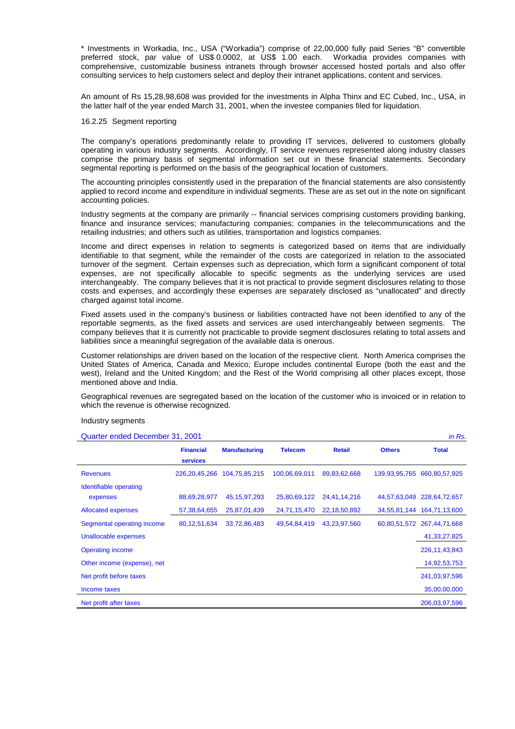* Investments in Workadia, Inc., USA ("Workadia") comprise of 22,00,000 fully paid Series "B" convertible preferred stock, par value of US$ 0.0002, at US$ 1.00 each. Workadia provides companies with comprehensive, customizable business intranets through browser accessed hosted portals and also offer consulting services to help customers select and deploy their intranet applications, content and services.

An amount of Rs 15,28,98,608 was provided for the investments in Alpha Thinx and EC Cubed, Inc., USA, in the latter half of the year ended March 31, 2001, when the investee companies filed for liquidation.

16.2.25 Segment reporting

The company's operations predominantly relate to providing IT services, delivered to customers globally operating in various industry segments. Accordingly, IT service revenues represented along industry classes comprise the primary basis of segmental information set out in these financial statements. Secondary segmental reporting is performed on the basis of the geographical location of customers.

The accounting principles consistently used in the preparation of the financial statements are also consistently applied to record income and expenditure in individual segments. These are as set out in the note on significant accounting policies.

Industry segments at the company are primarily -- financial services comprising customers providing banking, finance and insurance services; manufacturing companies; companies in the telecommunications and the retailing industries; and others such as utilities, transportation and logistics companies.

Income and direct expenses in relation to segments is categorized based on items that are individually identifiable to that segment, while the remainder of the costs are categorized in relation to the associated turnover of the segment. Certain expenses such as depreciation, which form a significant component of total expenses, are not specifically allocable to specific segments as the underlying services are used interchangeably. The company believes that it is not practical to provide segment disclosures relating to those costs and expenses, and accordingly these expenses are separately disclosed as "unallocated" and directly charged against total income.

Fixed assets used in the company's business or liabilities contracted have not been identified to any of the reportable segments, as the fixed assets and services are used interchangeably between segments. The company believes that it is currently not practicable to provide segment disclosures relating to total assets and liabilities since a meaningful segregation of the available data is onerous.

Customer relationships are driven based on the location of the respective client. North America comprises the United States of America, Canada and Mexico; Europe includes continental Europe (both the east and the west), Ireland and the United Kingdom; and the Rest of the World comprising all other places except, those mentioned above and India.

Geographical revenues are segregated based on the location of the customer who is invoiced or in relation to which the revenue is otherwise recognized.

Industry segments

Quarter ended December 31, 2001 *in Rs.*

| | Financial services | Manufacturing | Telecom | Retail | Others | Total |
|---|---|---|---|---|---|---|
| Revenues | 226,20,45,266 | 104,75,85,215 | 100,06,69,011 | 89,83,62,668 | 139,93,95,765 | 660,80,57,925 |
| Identifiable operating expenses | 88,69,28,977 | 45,15,97,293 | 25,80,69,122 | 24,41,14,216 | 44,57,63,049 | 228,64,72,657 |
| Allocated expenses | 57,38,64,655 | 25,87,01,439 | 24,71,15,470 | 22,18,50,892 | 34,55,81,144 | 164,71,13,600 |
| Segmental operating income | 80,12,51,634 | 33,72,86,483 | 49,54,84,419 | 43,23,97,560 | 60,80,51,572 | 267,44,71,668 |
| Unallocable expenses | | | | | | 41,33,27,825 |
| Operating income | | | | | | 226,11,43,843 |
| Other income (expense), net | | | | | | 14,92,53,753 |
| Net profit before taxes | | | | | | 241,03,97,596 |
| Income taxes | | | | | | 35,00,00,000 |
| Net profit after taxes | | | | | | 206,03,97,596 |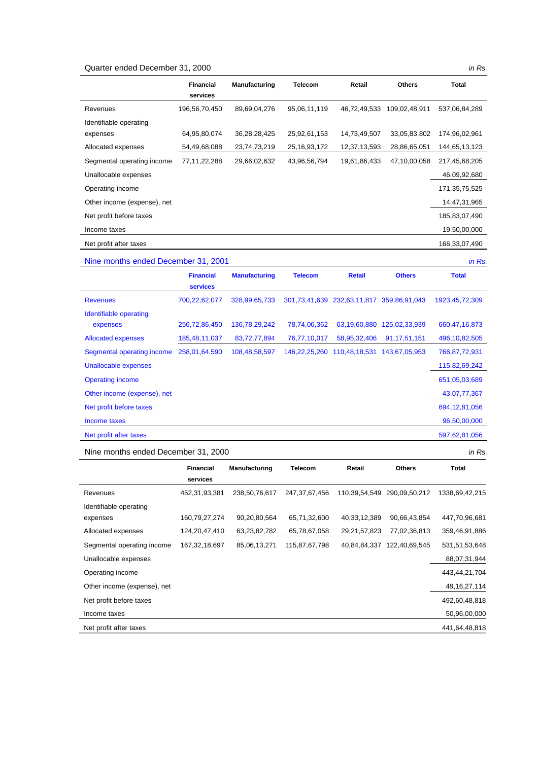Quarter ended December 31, 2000 *in Rs.*

| | Financial services | Manufacturing | Telecom | Retail | Others | Total |
|---|---|---|---|---|---|---|
| Revenues | 196,56,70,450 | 89,69,04,276 | 95,06,11,119 | 46,72,49,533 | 109,02,48,911 | 537,06,84,289 |
| Identifiable operating expenses | 64,95,80,074 | 36,28,28,425 | 25,92,61,153 | 14,73,49,507 | 33,05,83,802 | 174,96,02,961 |
| Allocated expenses | 54,49,68,088 | 23,74,73,219 | 25,16,93,172 | 12,37,13,593 | 28,86,65,051 | 144,65,13,123 |
| Segmental operating income | 77,11,22,288 | 29,66,02,632 | 43,96,56,794 | 19,61,86,433 | 47,10,00,058 | 217,45,68,205 |
| Unallocable expenses | | | | | | 46,09,92,680 |
| Operating income | | | | | | 171,35,75,525 |
| Other income (expense), net | | | | | | 14,47,31,965 |
| Net profit before taxes | | | | | | 185,83,07,490 |
| Income taxes | | | | | | 19,50,00,000 |
| Net profit after taxes | | | | | | 166,33,07,490 |

Nine months ended December 31, 2001 *in Rs.*

| | Financial services | Manufacturing | Telecom | Retail | Others | Total |
|---|---|---|---|---|---|---|
| Revenues | 700,22,62,077 | 328,99,65,733 | 301,73,41,639 | 232,63,11,817 | 359,86,91,043 | 1923,45,72,309 |
| Identifiable operating expenses | 256,72,86,450 | 136,78,29,242 | 78,74,06,362 | 63,19,60,880 | 125,02,33,939 | 660,47,16,873 |
| Allocated expenses | 185,48,11,037 | 83,72,77,894 | 76,77,10,017 | 58,95,32,406 | 91,17,51,151 | 496,10,82,505 |
| Segmental operating income | 258,01,64,590 | 108,48,58,597 | 146,22,25,260 | 110,48,18,531 | 143,67,05,953 | 766,87,72,931 |
| Unallocable expenses | | | | | | 115,82,69,242 |
| Operating income | | | | | | 651,05,03,689 |
| Other income (expense), net | | | | | | 43,07,77,367 |
| Net profit before taxes | | | | | | 694,12,81,056 |
| Income taxes | | | | | | 96,50,00,000 |
| Net profit after taxes | | | | | | 597,62,81,056 |

Nine months ended December 31, 2000 *in Rs.*

| | Financial services | Manufacturing | Telecom | Retail | Others | Total |
|---|---|---|---|---|---|---|
| Revenues | 452,31,93,381 | 238,50,76,617 | 247,37,67,456 | 110,39,54,549 | 290,09,50,212 | 1338,69,42,215 |
| Identifiable operating expenses | 160,79,27,274 | 90,20,80,564 | 65,71,32,600 | 40,33,12,389 | 90,66,43,854 | 447,70,96,681 |
| Allocated expenses | 124,20,47,410 | 63,23,82,782 | 65,78,67,058 | 29,21,57,823 | 77,02,36,813 | 359,46,91,886 |
| Segmental operating income | 167,32,18,697 | 85,06,13,271 | 115,87,67,798 | 40,84,84,337 | 122,40,69,545 | 531,51,53,648 |
| Unallocable expenses | | | | | | 88,07,31,944 |
| Operating income | | | | | | 443,44,21,704 |
| Other income (expense), net | | | | | | 49,16,27,114 |
| Net profit before taxes | | | | | | 492,60,48,818 |
| Income taxes | | | | | | 50,96,00,000 |
| Net profit after taxes | | | | | | 441,64,48,818 |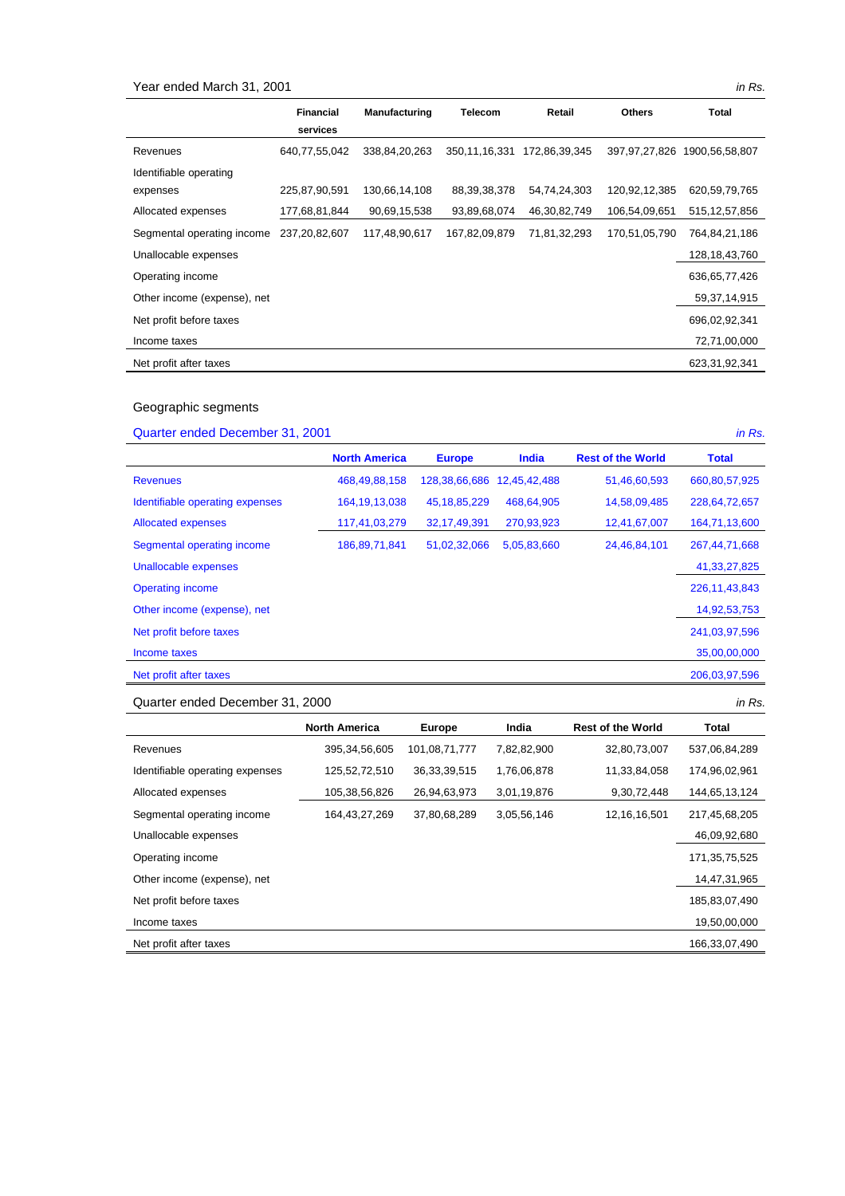Year ended March 31, 2001 *in Rs.*

| | Financial services | Manufacturing | Telecom | Retail | Others | Total |
|---|---|---|---|---|---|---|
| Revenues | 640,77,55,042 | 338,84,20,263 | 350,11,16,331 | 172,86,39,345 | 397,97,27,826 | 1900,56,58,807 |
| Identifiable operating expenses | 225,87,90,591 | 130,66,14,108 | 88,39,38,378 | 54,74,24,303 | 120,92,12,385 | 620,59,79,765 |
| Allocated expenses | 177,68,81,844 | 90,69,15,538 | 93,89,68,074 | 46,30,82,749 | 106,54,09,651 | 515,12,57,856 |
| Segmental operating income | 237,20,82,607 | 117,48,90,617 | 167,82,09,879 | 71,81,32,293 | 170,51,05,790 | 764,84,21,186 |
| Unallocable expenses | | | | | | 128,18,43,760 |
| Operating income | | | | | | 636,65,77,426 |
| Other income (expense), net | | | | | | 59,37,14,915 |
| Net profit before taxes | | | | | | 696,02,92,341 |
| Income taxes | | | | | | 72,71,00,000 |
| Net profit after taxes | | | | | | 623,31,92,341 |

Geographic segments

Quarter ended December 31, 2001 *in Rs.*

| | North America | Europe | India | Rest of the World | Total |
|---|---|---|---|---|---|
| Revenues | 468,49,88,158 | 128,38,66,686 | 12,45,42,488 | 51,46,60,593 | 660,80,57,925 |
| Identifiable operating expenses | 164,19,13,038 | 45,18,85,229 | 468,64,905 | 14,58,09,485 | 228,64,72,657 |
| Allocated expenses | 117,41,03,279 | 32,17,49,391 | 270,93,923 | 12,41,67,007 | 164,71,13,600 |
| Segmental operating income | 186,89,71,841 | 51,02,32,066 | 5,05,83,660 | 24,46,84,101 | 267,44,71,668 |
| Unallocable expenses | | | | | 41,33,27,825 |
| Operating income | | | | | 226,11,43,843 |
| Other income (expense), net | | | | | 14,92,53,753 |
| Net profit before taxes | | | | | 241,03,97,596 |
| Income taxes | | | | | 35,00,00,000 |
| Net profit after taxes | | | | | 206,03,97,596 |

Quarter ended December 31, 2000 *in Rs.*

| | North America | Europe | India | Rest of the World | Total |
|---|---|---|---|---|---|
| Revenues | 395,34,56,605 | 101,08,71,777 | 7,82,82,900 | 32,80,73,007 | 537,06,84,289 |
| Identifiable operating expenses | 125,52,72,510 | 36,33,39,515 | 1,76,06,878 | 11,33,84,058 | 174,96,02,961 |
| Allocated expenses | 105,38,56,826 | 26,94,63,973 | 3,01,19,876 | 9,30,72,448 | 144,65,13,124 |
| Segmental operating income | 164,43,27,269 | 37,80,68,289 | 3,05,56,146 | 12,16,16,501 | 217,45,68,205 |
| Unallocable expenses | | | | | 46,09,92,680 |
| Operating income | | | | | 171,35,75,525 |
| Other income (expense), net | | | | | 14,47,31,965 |
| Net profit before taxes | | | | | 185,83,07,490 |
| Income taxes | | | | | 19,50,00,000 |
| Net profit after taxes | | | | | 166,33,07,490 |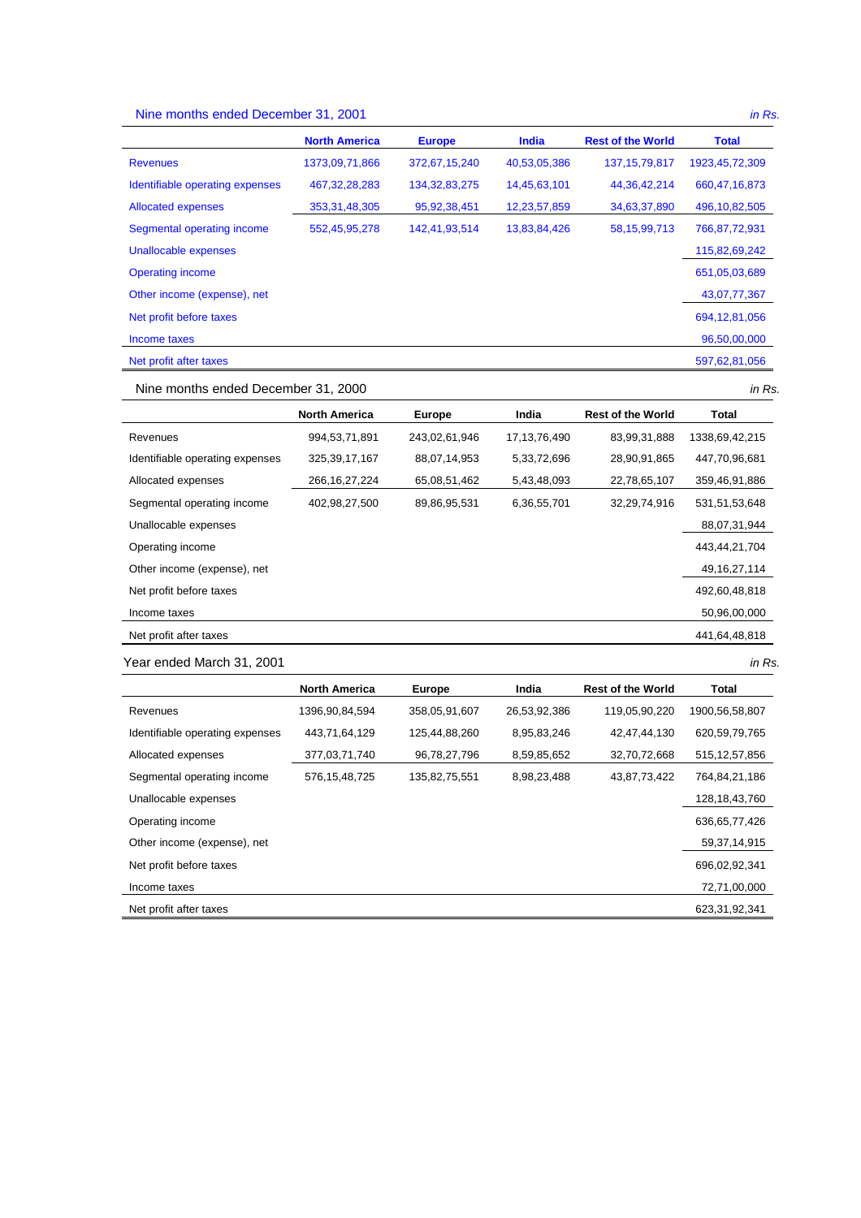Nine months ended December 31, 2001 *in Rs.*

| | North America | Europe | India | Rest of the World | Total |
|---|---|---|---|---|---|
| Revenues | 1373,09,71,866 | 372,67,15,240 | 40,53,05,386 | 137,15,79,817 | 1923,45,72,309 |
| Identifiable operating expenses | 467,32,28,283 | 134,32,83,275 | 14,45,63,101 | 44,36,42,214 | 660,47,16,873 |
| Allocated expenses | 353,31,48,305 | 95,92,38,451 | 12,23,57,859 | 34,63,37,890 | 496,10,82,505 |
| Segmental operating income | 552,45,95,278 | 142,41,93,514 | 13,83,84,426 | 58,15,99,713 | 766,87,72,931 |
| Unallocable expenses | | | | | 115,82,69,242 |
| Operating income | | | | | 651,05,03,689 |
| Other income (expense), net | | | | | 43,07,77,367 |
| Net profit before taxes | | | | | 694,12,81,056 |
| Income taxes | | | | | 96,50,00,000 |
| Net profit after taxes | | | | | 597,62,81,056 |

Nine months ended December 31, 2000 *in Rs.*

| | North America | Europe | India | Rest of the World | Total |
|---|---|---|---|---|---|
| Revenues | 994,53,71,891 | 243,02,61,946 | 17,13,76,490 | 83,99,31,888 | 1338,69,42,215 |
| Identifiable operating expenses | 325,39,17,167 | 88,07,14,953 | 5,33,72,696 | 28,90,91,865 | 447,70,96,681 |
| Allocated expenses | 266,16,27,224 | 65,08,51,462 | 5,43,48,093 | 22,78,65,107 | 359,46,91,886 |
| Segmental operating income | 402,98,27,500 | 89,86,95,531 | 6,36,55,701 | 32,29,74,916 | 531,51,53,648 |
| Unallocable expenses | | | | | 88,07,31,944 |
| Operating income | | | | | 443,44,21,704 |
| Other income (expense), net | | | | | 49,16,27,114 |
| Net profit before taxes | | | | | 492,60,48,818 |
| Income taxes | | | | | 50,96,00,000 |
| Net profit after taxes | | | | | 441,64,48,818 |

Year ended March 31, 2001 *in Rs.*

| | North America | Europe | India | Rest of the World | Total |
|---|---|---|---|---|---|
| Revenues | 1396,90,84,594 | 358,05,91,607 | 26,53,92,386 | 119,05,90,220 | 1900,56,58,807 |
| Identifiable operating expenses | 443,71,64,129 | 125,44,88,260 | 8,95,83,246 | 42,47,44,130 | 620,59,79,765 |
| Allocated expenses | 377,03,71,740 | 96,78,27,796 | 8,59,85,652 | 32,70,72,668 | 515,12,57,856 |
| Segmental operating income | 576,15,48,725 | 135,82,75,551 | 8,98,23,488 | 43,87,73,422 | 764,84,21,186 |
| Unallocable expenses | | | | | 128,18,43,760 |
| Operating income | | | | | 636,65,77,426 |
| Other income (expense), net | | | | | 59,37,14,915 |
| Net profit before taxes | | | | | 696,02,92,341 |
| Income taxes | | | | | 72,71,00,000 |
| Net profit after taxes | | | | | 623,31,92,341 |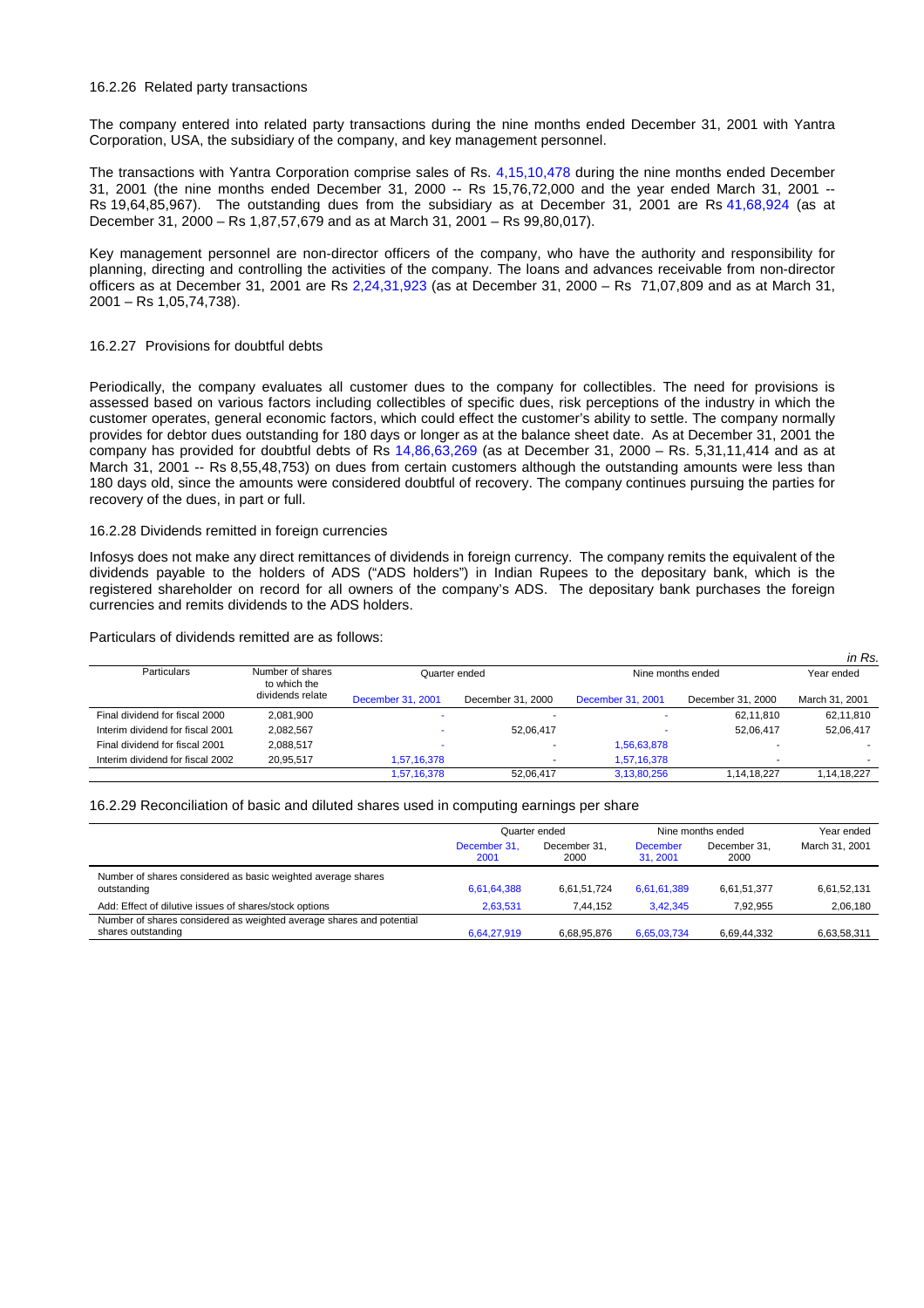### 16.2.26 Related party transactions

The company entered into related party transactions during the nine months ended December 31, 2001 with Yantra Corporation, USA, the subsidiary of the company, and key management personnel.

The transactions with Yantra Corporation comprise sales of Rs. 4,15,10,478 during the nine months ended December 31, 2001 (the nine months ended December 31, 2000 -- Rs 15,76,72,000 and the year ended March 31, 2001 -- Rs 19,64,85,967). The outstanding dues from the subsidiary as at December 31, 2001 are Rs 41,68,924 (as at December 31, 2000 – Rs 1,87,57,679 and as at March 31, 2001 – Rs 99,80,017).

Key management personnel are non-director officers of the company, who have the authority and responsibility for planning, directing and controlling the activities of the company. The loans and advances receivable from non-director officers as at December 31, 2001 are Rs 2,24,31,923 (as at December 31, 2000 – Rs 71,07,809 and as at March 31, 2001 – Rs 1,05,74,738).

### 16.2.27 Provisions for doubtful debts

Periodically, the company evaluates all customer dues to the company for collectibles. The need for provisions is assessed based on various factors including collectibles of specific dues, risk perceptions of the industry in which the customer operates, general economic factors, which could effect the customer's ability to settle. The company normally provides for debtor dues outstanding for 180 days or longer as at the balance sheet date. As at December 31, 2001 the company has provided for doubtful debts of Rs 14,86,63,269 (as at December 31, 2000 – Rs. 5,31,11,414 and as at March 31, 2001 -- Rs 8,55,48,753) on dues from certain customers although the outstanding amounts were less than 180 days old, since the amounts were considered doubtful of recovery. The company continues pursuing the parties for recovery of the dues, in part or full.

### 16.2.28 Dividends remitted in foreign currencies

Infosys does not make any direct remittances of dividends in foreign currency. The company remits the equivalent of the dividends payable to the holders of ADS ("ADS holders") in Indian Rupees to the depositary bank, which is the registered shareholder on record for all owners of the company's ADS. The depositary bank purchases the foreign currencies and remits dividends to the ADS holders.

Particulars of dividends remitted are as follows:

*in Rs.*

| Particulars | Number of shares to which the dividends relate | Quarter ended | | Nine months ended | | Year ended |
|---|---|---|---|---|---|---|
| | | December 31, 2001 | December 31, 2000 | December 31, 2001 | December 31, 2000 | March 31, 2001 |
| Final dividend for fiscal 2000 | 2,081,900 | - | - | - | 62,11,810 | 62,11,810 |
| Interim dividend for fiscal 2001 | 2,082,567 | - | 52,06,417 | - | 52,06,417 | 52,06,417 |
| Final dividend for fiscal 2001 | 2,088,517 | - | - | 1,56,63,878 | - | - |
| Interim dividend for fiscal 2002 | 20,95,517 | 1,57,16,378 | - | 1,57,16,378 | - | - |
| | | 1,57,16,378 | 52,06,417 | 3,13,80,256 | 1,14,18,227 | 1,14,18,227 |

### 16.2.29 Reconciliation of basic and diluted shares used in computing earnings per share

| | Quarter ended | | Nine months ended | | Year ended |
|---|---|---|---|---|---|
| | December 31, 2001 | December 31, 2000 | December 31, 2001 | December 31, 2000 | March 31, 2001 |
| Number of shares considered as basic weighted average shares outstanding | 6,61,64,388 | 6,61,51,724 | 6,61,61,389 | 6,61,51,377 | 6,61,52,131 |
| Add: Effect of dilutive issues of shares/stock options | 2,63,531 | 7,44,152 | 3,42,345 | 7,92,955 | 2,06,180 |
| Number of shares considered as weighted average shares and potential shares outstanding | 6,64,27,919 | 6,68,95,876 | 6,65,03,734 | 6,69,44,332 | 6,63,58,311 |